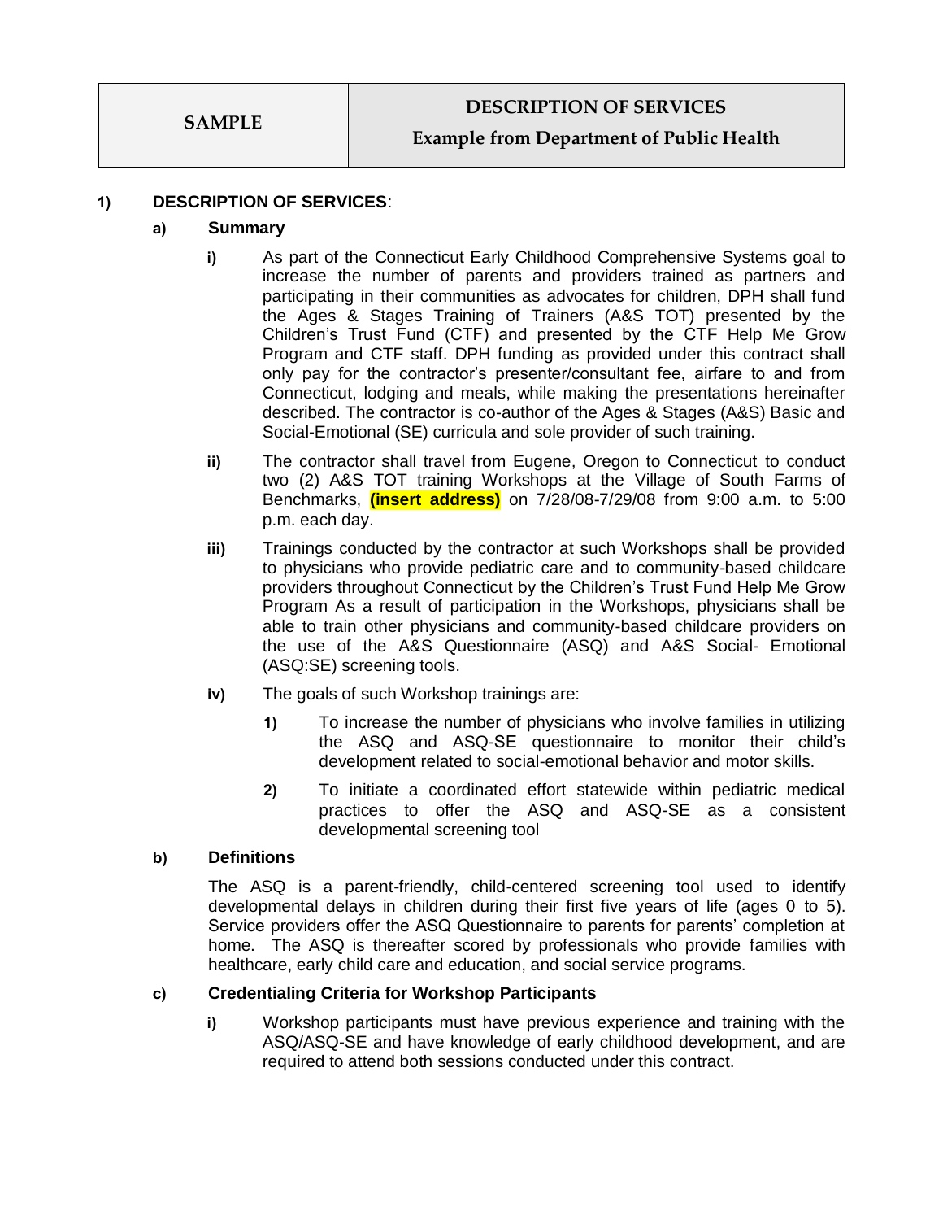| SAMPLE | DESCRIPTION OF SERVICES<br>Example from Department of Public Health |
| --- | --- |

**1) DESCRIPTION OF SERVICES**:

**a) Summary**

**i)** As part of the Connecticut Early Childhood Comprehensive Systems goal to increase the number of parents and providers trained as partners and participating in their communities as advocates for children, DPH shall fund the Ages & Stages Training of Trainers (A&S TOT) presented by the Children's Trust Fund (CTF) and presented by the CTF Help Me Grow Program and CTF staff. DPH funding as provided under this contract shall only pay for the contractor's presenter/consultant fee, airfare to and from Connecticut, lodging and meals, while making the presentations hereinafter described. The contractor is co-author of the Ages & Stages (A&S) Basic and Social-Emotional (SE) curricula and sole provider of such training.

**ii)** The contractor shall travel from Eugene, Oregon to Connecticut to conduct two (2) A&S TOT training Workshops at the Village of South Farms of Benchmarks, **(insert address)** on 7/28/08-7/29/08 from 9:00 a.m. to 5:00 p.m. each day.

**iii)** Trainings conducted by the contractor at such Workshops shall be provided to physicians who provide pediatric care and to community-based childcare providers throughout Connecticut by the Children's Trust Fund Help Me Grow Program As a result of participation in the Workshops, physicians shall be able to train other physicians and community-based childcare providers on the use of the A&S Questionnaire (ASQ) and A&S Social- Emotional (ASQ:SE) screening tools.

**iv)** The goals of such Workshop trainings are:

**1)** To increase the number of physicians who involve families in utilizing the ASQ and ASQ-SE questionnaire to monitor their child's development related to social-emotional behavior and motor skills.

**2)** To initiate a coordinated effort statewide within pediatric medical practices to offer the ASQ and ASQ-SE as a consistent developmental screening tool

**b) Definitions**

The ASQ is a parent-friendly, child-centered screening tool used to identify developmental delays in children during their first five years of life (ages 0 to 5). Service providers offer the ASQ Questionnaire to parents for parents' completion at home. The ASQ is thereafter scored by professionals who provide families with healthcare, early child care and education, and social service programs.

**c) Credentialing Criteria for Workshop Participants**

**i)** Workshop participants must have previous experience and training with the ASQ/ASQ-SE and have knowledge of early childhood development, and are required to attend both sessions conducted under this contract.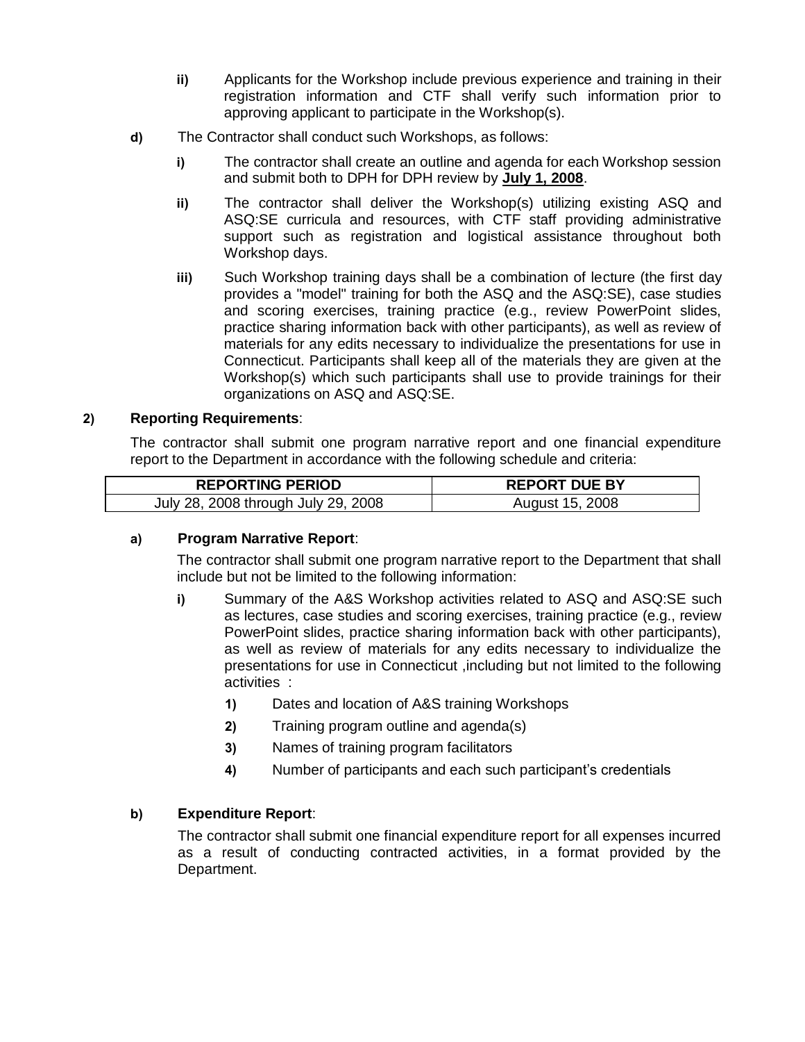- **ii)** Applicants for the Workshop include previous experience and training in their registration information and CTF shall verify such information prior to approving applicant to participate in the Workshop(s).

**d)** The Contractor shall conduct such Workshops, as follows:

- **i)** The contractor shall create an outline and agenda for each Workshop session and submit both to DPH for DPH review by **July 1, 2008**.
- **ii)** The contractor shall deliver the Workshop(s) utilizing existing ASQ and ASQ:SE curricula and resources, with CTF staff providing administrative support such as registration and logistical assistance throughout both Workshop days.
- **iii)** Such Workshop training days shall be a combination of lecture (the first day provides a "model" training for both the ASQ and the ASQ:SE), case studies and scoring exercises, training practice (e.g., review PowerPoint slides, practice sharing information back with other participants), as well as review of materials for any edits necessary to individualize the presentations for use in Connecticut. Participants shall keep all of the materials they are given at the Workshop(s) which such participants shall use to provide trainings for their organizations on ASQ and ASQ:SE.

**2) Reporting Requirements**:

The contractor shall submit one program narrative report and one financial expenditure report to the Department in accordance with the following schedule and criteria:

| REPORTING PERIOD | REPORT DUE BY |
|---|---|
| July 28, 2008 through July 29, 2008 | August 15, 2008 |

**a) Program Narrative Report**:

The contractor shall submit one program narrative report to the Department that shall include but not be limited to the following information:

- **i)** Summary of the A&S Workshop activities related to ASQ and ASQ:SE such as lectures, case studies and scoring exercises, training practice (e.g., review PowerPoint slides, practice sharing information back with other participants), as well as review of materials for any edits necessary to individualize the presentations for use in Connecticut ,including but not limited to the following activities :
  - **1)** Dates and location of A&S training Workshops
  - **2)** Training program outline and agenda(s)
  - **3)** Names of training program facilitators
  - **4)** Number of participants and each such participant's credentials

**b) Expenditure Report**:

The contractor shall submit one financial expenditure report for all expenses incurred as a result of conducting contracted activities, in a format provided by the Department.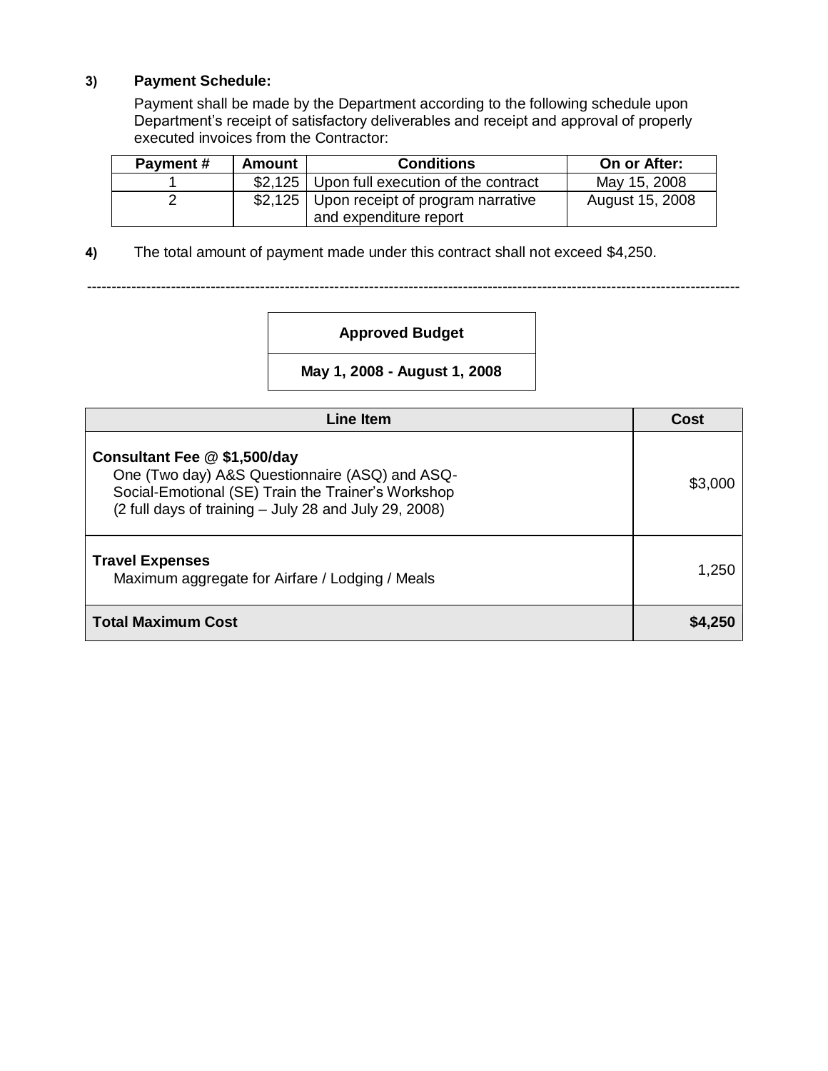**3) Payment Schedule:**

Payment shall be made by the Department according to the following schedule upon Department's receipt of satisfactory deliverables and receipt and approval of properly executed invoices from the Contractor:

| Payment # | Amount | Conditions | On or After: |
|---|---|---|---|
| 1 | $2,125 | Upon full execution of the contract | May 15, 2008 |
| 2 | $2,125 | Upon receipt of program narrative and expenditure report | August 15, 2008 |

**4)** The total amount of payment made under this contract shall not exceed $4,250.

---

**Approved Budget**

**May 1, 2008 - August 1, 2008**

| Line Item | Cost |
|---|---|
| **Consultant Fee @ $1,500/day**<br>One (Two day) A&S Questionnaire (ASQ) and ASQ-Social-Emotional (SE) Train the Trainer's Workshop<br>(2 full days of training – July 28 and July 29, 2008) | $3,000 |
| **Travel Expenses**<br>Maximum aggregate for Airfare / Lodging / Meals | 1,250 |
| **Total Maximum Cost** | **$4,250** |